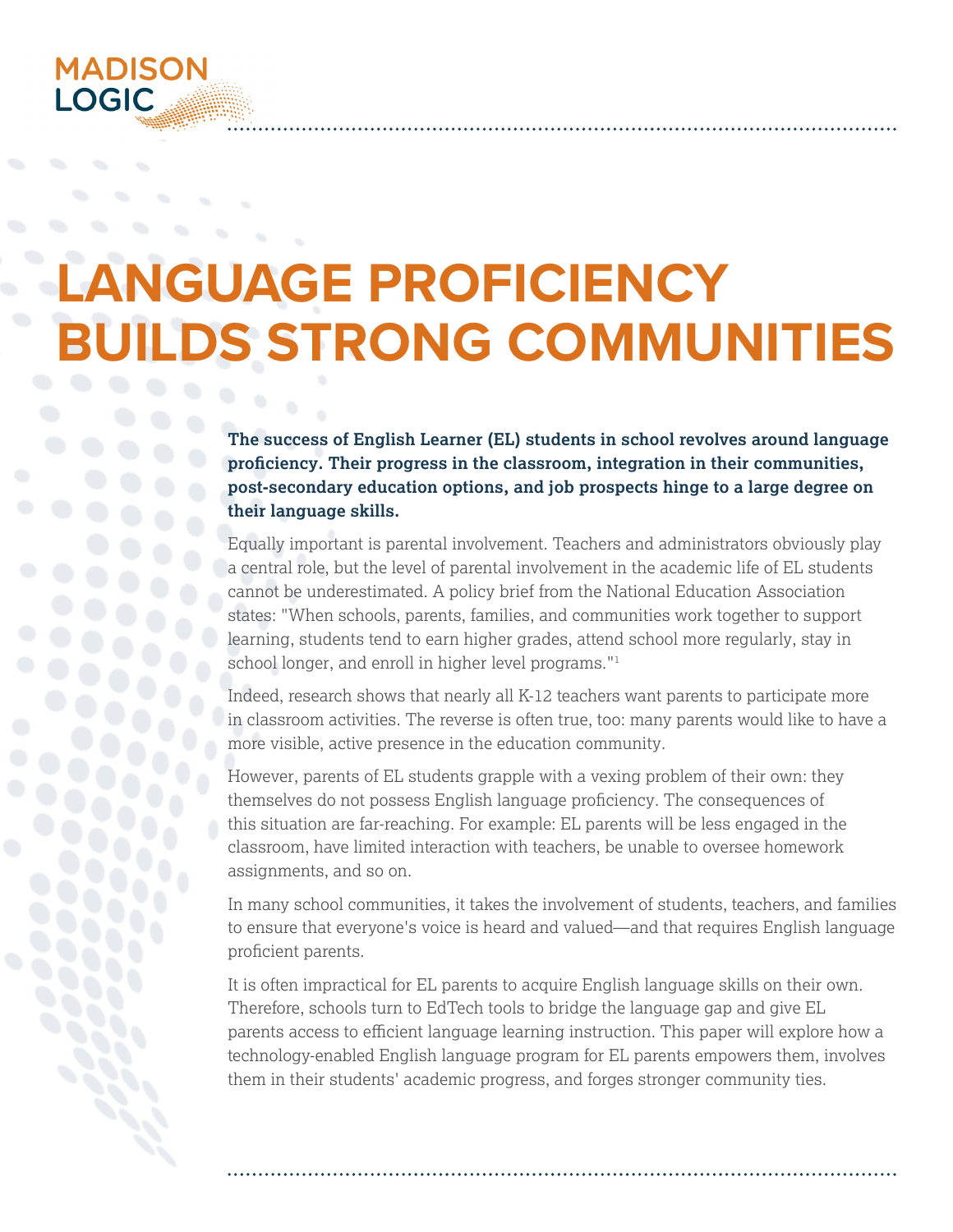MADISON LOGIC

# LANGUAGE PROFICIENCY BUILDS STRONG COMMUNITIES

**The success of English Learner (EL) students in school revolves around language proficiency. Their progress in the classroom, integration in their communities, post-secondary education options, and job prospects hinge to a large degree on their language skills.**

Equally important is parental involvement. Teachers and administrators obviously play a central role, but the level of parental involvement in the academic life of EL students cannot be underestimated. A policy brief from the National Education Association states: "When schools, parents, families, and communities work together to support learning, students tend to earn higher grades, attend school more regularly, stay in school longer, and enroll in higher level programs."[1]

Indeed, research shows that nearly all K-12 teachers want parents to participate more in classroom activities. The reverse is often true, too: many parents would like to have a more visible, active presence in the education community.

However, parents of EL students grapple with a vexing problem of their own: they themselves do not possess English language proficiency. The consequences of this situation are far-reaching. For example: EL parents will be less engaged in the classroom, have limited interaction with teachers, be unable to oversee homework assignments, and so on.

In many school communities, it takes the involvement of students, teachers, and families to ensure that everyone's voice is heard and valued—and that requires English language proficient parents.

It is often impractical for EL parents to acquire English language skills on their own. Therefore, schools turn to EdTech tools to bridge the language gap and give EL parents access to efficient language learning instruction. This paper will explore how a technology-enabled English language program for EL parents empowers them, involves them in their students' academic progress, and forges stronger community ties.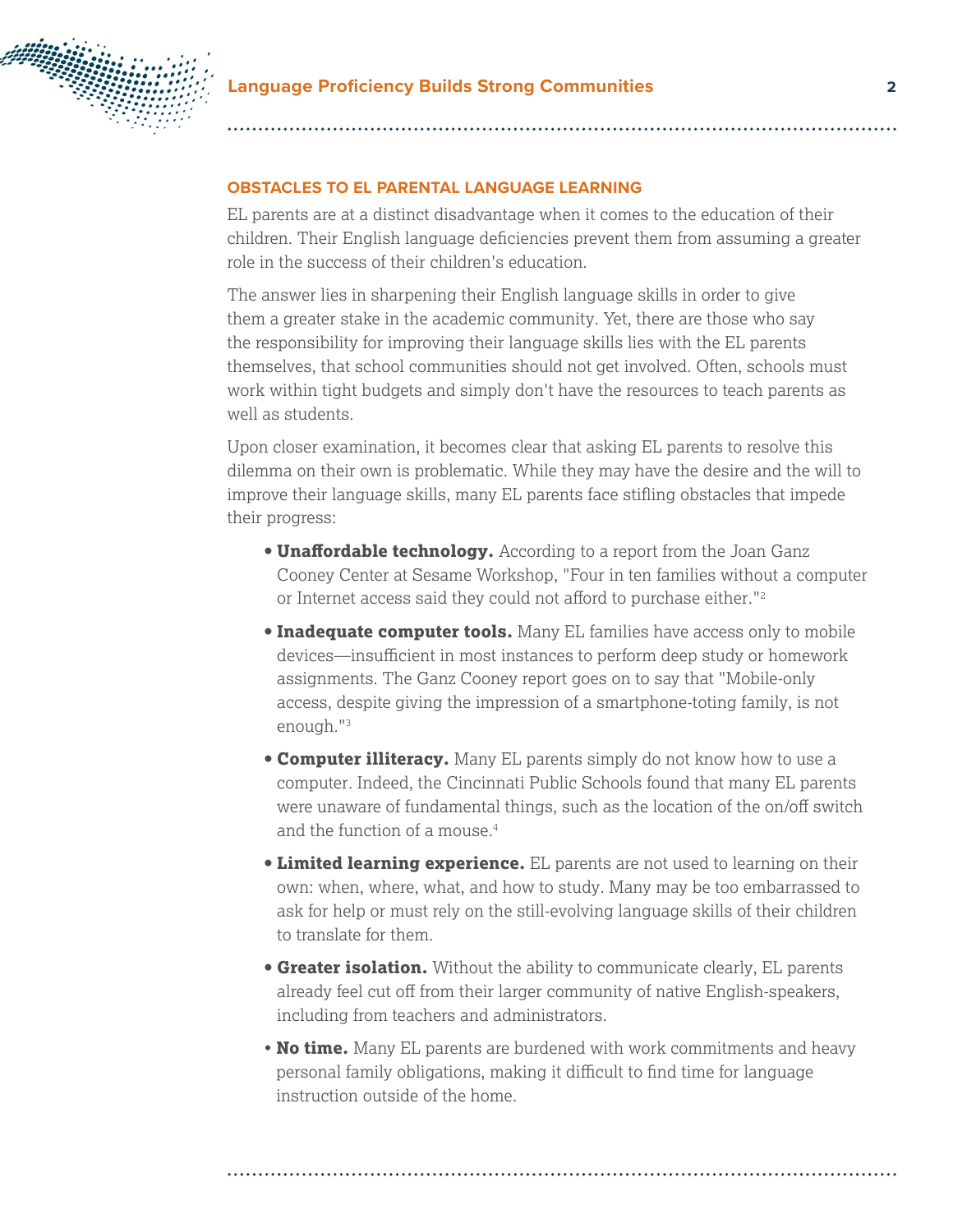## OBSTACLES TO EL PARENTAL LANGUAGE LEARNING

EL parents are at a distinct disadvantage when it comes to the education of their children. Their English language deficiencies prevent them from assuming a greater role in the success of their children's education.

The answer lies in sharpening their English language skills in order to give them a greater stake in the academic community. Yet, there are those who say the responsibility for improving their language skills lies with the EL parents themselves, that school communities should not get involved. Often, schools must work within tight budgets and simply don't have the resources to teach parents as well as students.

Upon closer examination, it becomes clear that asking EL parents to resolve this dilemma on their own is problematic. While they may have the desire and the will to improve their language skills, many EL parents face stifling obstacles that impede their progress:

- **Unaffordable technology.** According to a report from the Joan Ganz Cooney Center at Sesame Workshop, "Four in ten families without a computer or Internet access said they could not afford to purchase either."[2]
- **Inadequate computer tools.** Many EL families have access only to mobile devices—insufficient in most instances to perform deep study or homework assignments. The Ganz Cooney report goes on to say that "Mobile-only access, despite giving the impression of a smartphone-toting family, is not enough."[3]
- **Computer illiteracy.** Many EL parents simply do not know how to use a computer. Indeed, the Cincinnati Public Schools found that many EL parents were unaware of fundamental things, such as the location of the on/off switch and the function of a mouse.[4]
- **Limited learning experience.** EL parents are not used to learning on their own: when, where, what, and how to study. Many may be too embarrassed to ask for help or must rely on the still-evolving language skills of their children to translate for them.
- **Greater isolation.** Without the ability to communicate clearly, EL parents already feel cut off from their larger community of native English-speakers, including from teachers and administrators.
- **No time.** Many EL parents are burdened with work commitments and heavy personal family obligations, making it difficult to find time for language instruction outside of the home.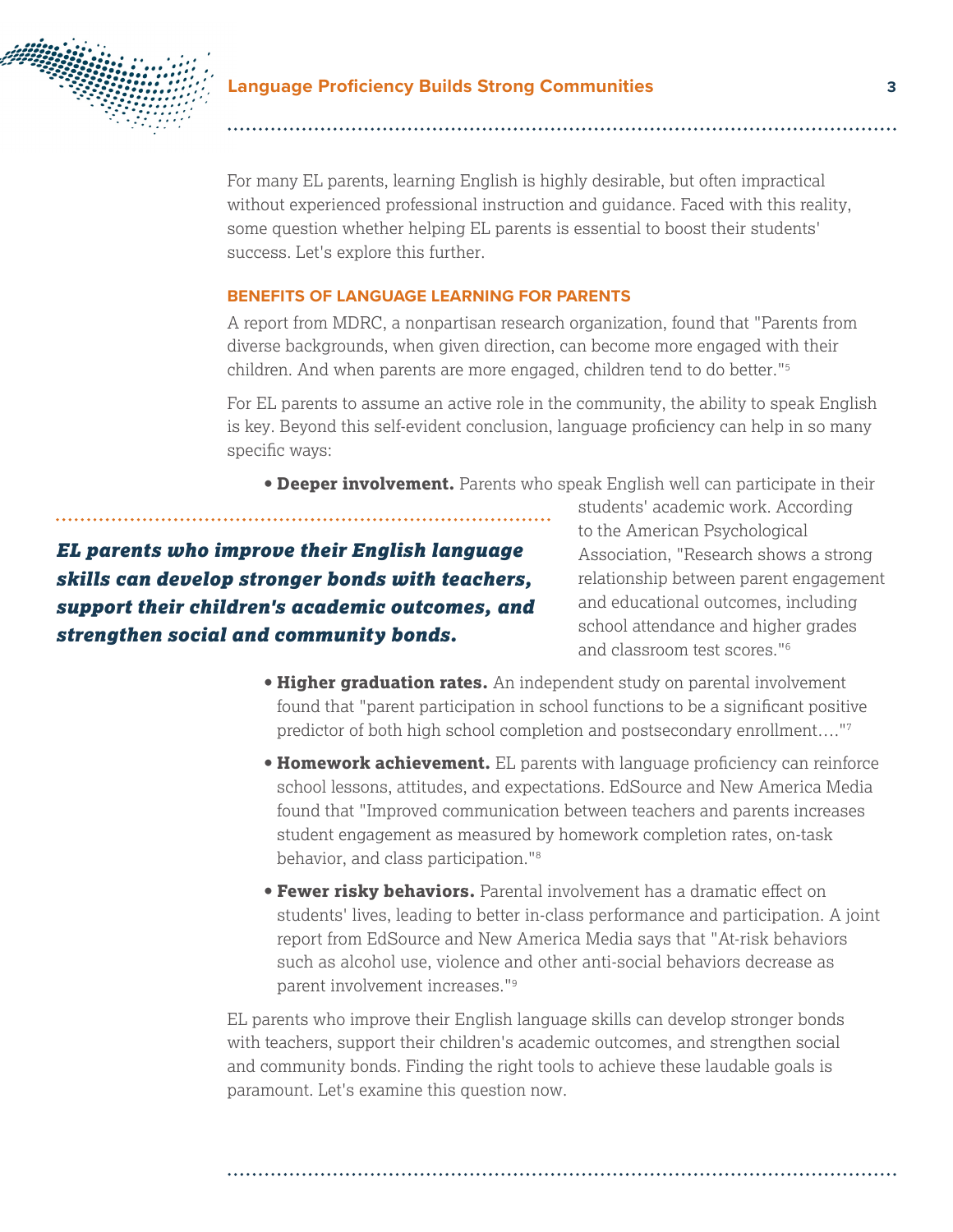For many EL parents, learning English is highly desirable, but often impractical without experienced professional instruction and guidance. Faced with this reality, some question whether helping EL parents is essential to boost their students' success. Let's explore this further.

### BENEFITS OF LANGUAGE LEARNING FOR PARENTS

A report from MDRC, a nonpartisan research organization, found that "Parents from diverse backgrounds, when given direction, can become more engaged with their children. And when parents are more engaged, children tend to do better."[5]

For EL parents to assume an active role in the community, the ability to speak English is key. Beyond this self-evident conclusion, language proficiency can help in so many specific ways:

- **Deeper involvement.** Parents who speak English well can participate in their students' academic work. According to the American Psychological Association, "Research shows a strong relationship between parent engagement and educational outcomes, including school attendance and higher grades and classroom test scores."[6]

> ***EL parents who improve their English language skills can develop stronger bonds with teachers, support their children's academic outcomes, and strengthen social and community bonds.***

- **Higher graduation rates.** An independent study on parental involvement found that "parent participation in school functions to be a significant positive predictor of both high school completion and postsecondary enrollment…."[7]
- **Homework achievement.** EL parents with language proficiency can reinforce school lessons, attitudes, and expectations. EdSource and New America Media found that "Improved communication between teachers and parents increases student engagement as measured by homework completion rates, on-task behavior, and class participation."[8]
- **Fewer risky behaviors.** Parental involvement has a dramatic effect on students' lives, leading to better in-class performance and participation. A joint report from EdSource and New America Media says that "At-risk behaviors such as alcohol use, violence and other anti-social behaviors decrease as parent involvement increases."[9]

EL parents who improve their English language skills can develop stronger bonds with teachers, support their children's academic outcomes, and strengthen social and community bonds. Finding the right tools to achieve these laudable goals is paramount. Let's examine this question now.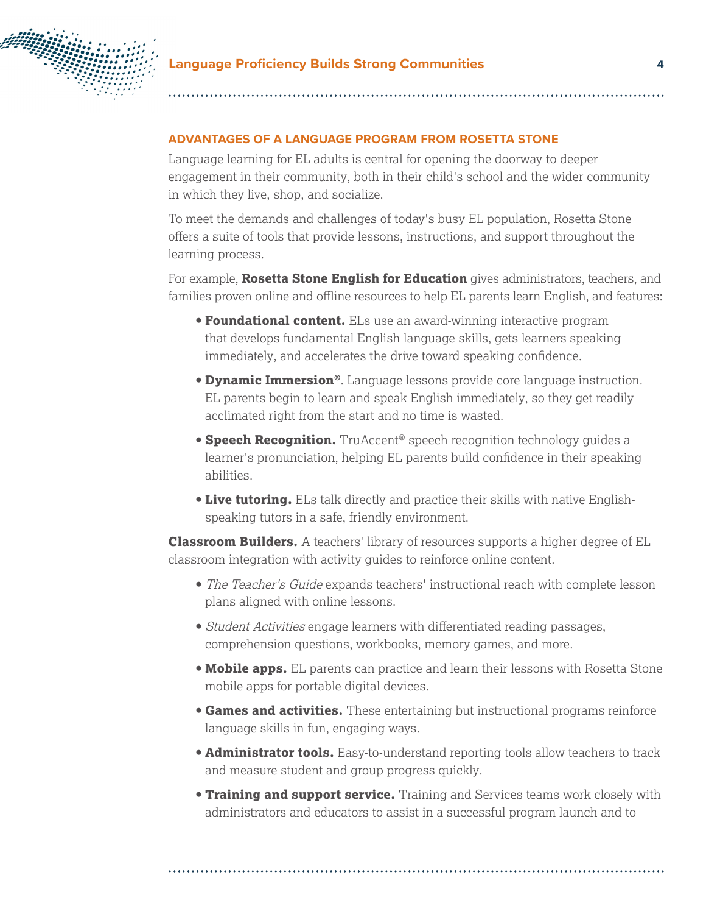## ADVANTAGES OF A LANGUAGE PROGRAM FROM ROSETTA STONE

Language learning for EL adults is central for opening the doorway to deeper engagement in their community, both in their child's school and the wider community in which they live, shop, and socialize.

To meet the demands and challenges of today's busy EL population, Rosetta Stone offers a suite of tools that provide lessons, instructions, and support throughout the learning process.

For example, **Rosetta Stone English for Education** gives administrators, teachers, and families proven online and offline resources to help EL parents learn English, and features:

- **Foundational content.** ELs use an award-winning interactive program that develops fundamental English language skills, gets learners speaking immediately, and accelerates the drive toward speaking confidence.
- **Dynamic Immersion®**. Language lessons provide core language instruction. EL parents begin to learn and speak English immediately, so they get readily acclimated right from the start and no time is wasted.
- **Speech Recognition.** TruAccent® speech recognition technology guides a learner's pronunciation, helping EL parents build confidence in their speaking abilities.
- **Live tutoring.** ELs talk directly and practice their skills with native English-speaking tutors in a safe, friendly environment.

**Classroom Builders.** A teachers' library of resources supports a higher degree of EL classroom integration with activity guides to reinforce online content.

- *The Teacher's Guide* expands teachers' instructional reach with complete lesson plans aligned with online lessons.
- *Student Activities* engage learners with differentiated reading passages, comprehension questions, workbooks, memory games, and more.
- **Mobile apps.** EL parents can practice and learn their lessons with Rosetta Stone mobile apps for portable digital devices.
- **Games and activities.** These entertaining but instructional programs reinforce language skills in fun, engaging ways.
- **Administrator tools.** Easy-to-understand reporting tools allow teachers to track and measure student and group progress quickly.
- **Training and support service.** Training and Services teams work closely with administrators and educators to assist in a successful program launch and to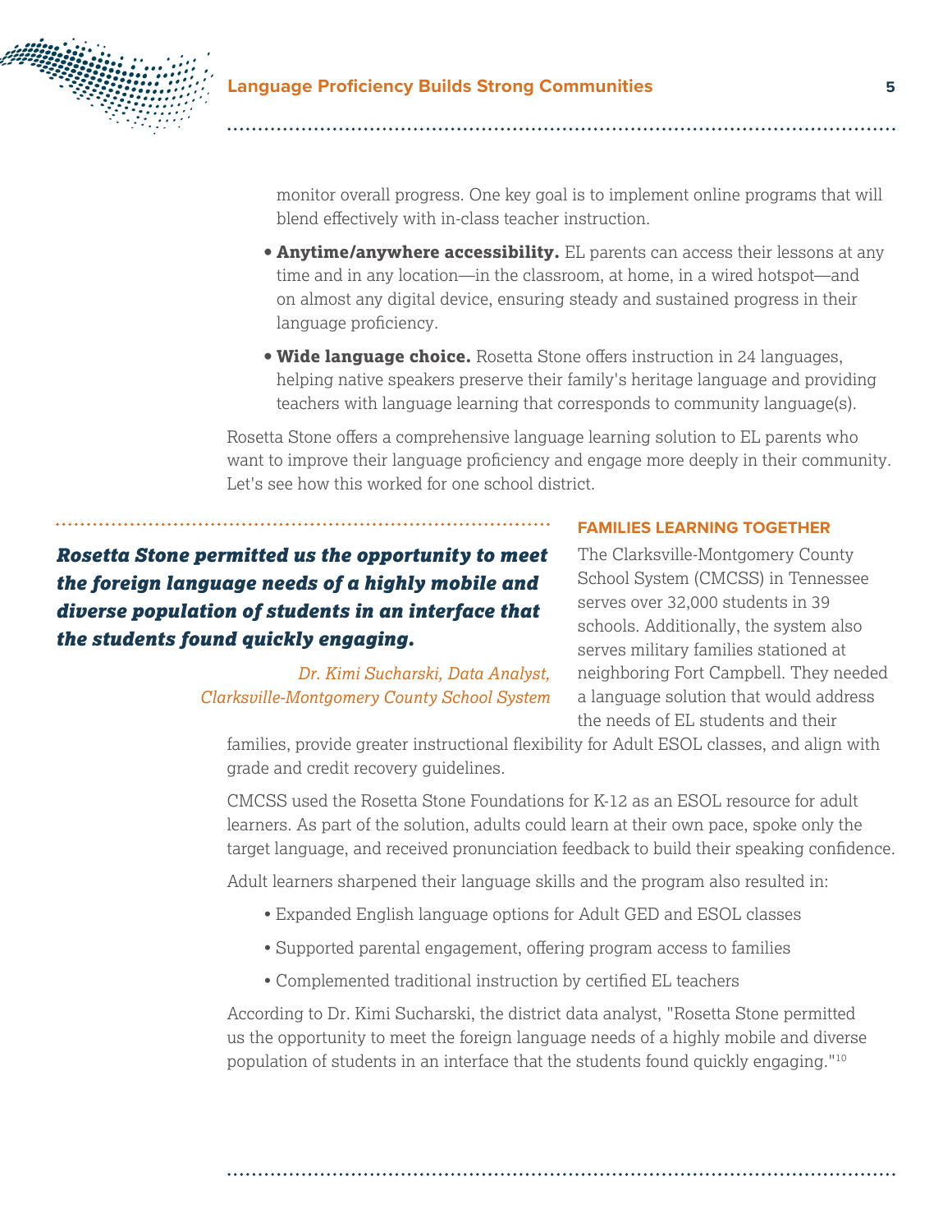monitor overall progress. One key goal is to implement online programs that will blend effectively with in-class teacher instruction.

- **Anytime/anywhere accessibility.** EL parents can access their lessons at any time and in any location—in the classroom, at home, in a wired hotspot—and on almost any digital device, ensuring steady and sustained progress in their language proficiency.
- **Wide language choice.** Rosetta Stone offers instruction in 24 languages, helping native speakers preserve their family's heritage language and providing teachers with language learning that corresponds to community language(s).

Rosetta Stone offers a comprehensive language learning solution to EL parents who want to improve their language proficiency and engage more deeply in their community. Let's see how this worked for one school district.

> ***Rosetta Stone permitted us the opportunity to meet the foreign language needs of a highly mobile and diverse population of students in an interface that the students found quickly engaging.***
>
> *Dr. Kimi Sucharski, Data Analyst, Clarksville-Montgomery County School System*

### FAMILIES LEARNING TOGETHER

The Clarksville-Montgomery County School System (CMCSS) in Tennessee serves over 32,000 students in 39 schools. Additionally, the system also serves military families stationed at neighboring Fort Campbell. They needed a language solution that would address the needs of EL students and their families, provide greater instructional flexibility for Adult ESOL classes, and align with grade and credit recovery guidelines.

CMCSS used the Rosetta Stone Foundations for K-12 as an ESOL resource for adult learners. As part of the solution, adults could learn at their own pace, spoke only the target language, and received pronunciation feedback to build their speaking confidence.

Adult learners sharpened their language skills and the program also resulted in:

- Expanded English language options for Adult GED and ESOL classes
- Supported parental engagement, offering program access to families
- Complemented traditional instruction by certified EL teachers

According to Dr. Kimi Sucharski, the district data analyst, "Rosetta Stone permitted us the opportunity to meet the foreign language needs of a highly mobile and diverse population of students in an interface that the students found quickly engaging."[10]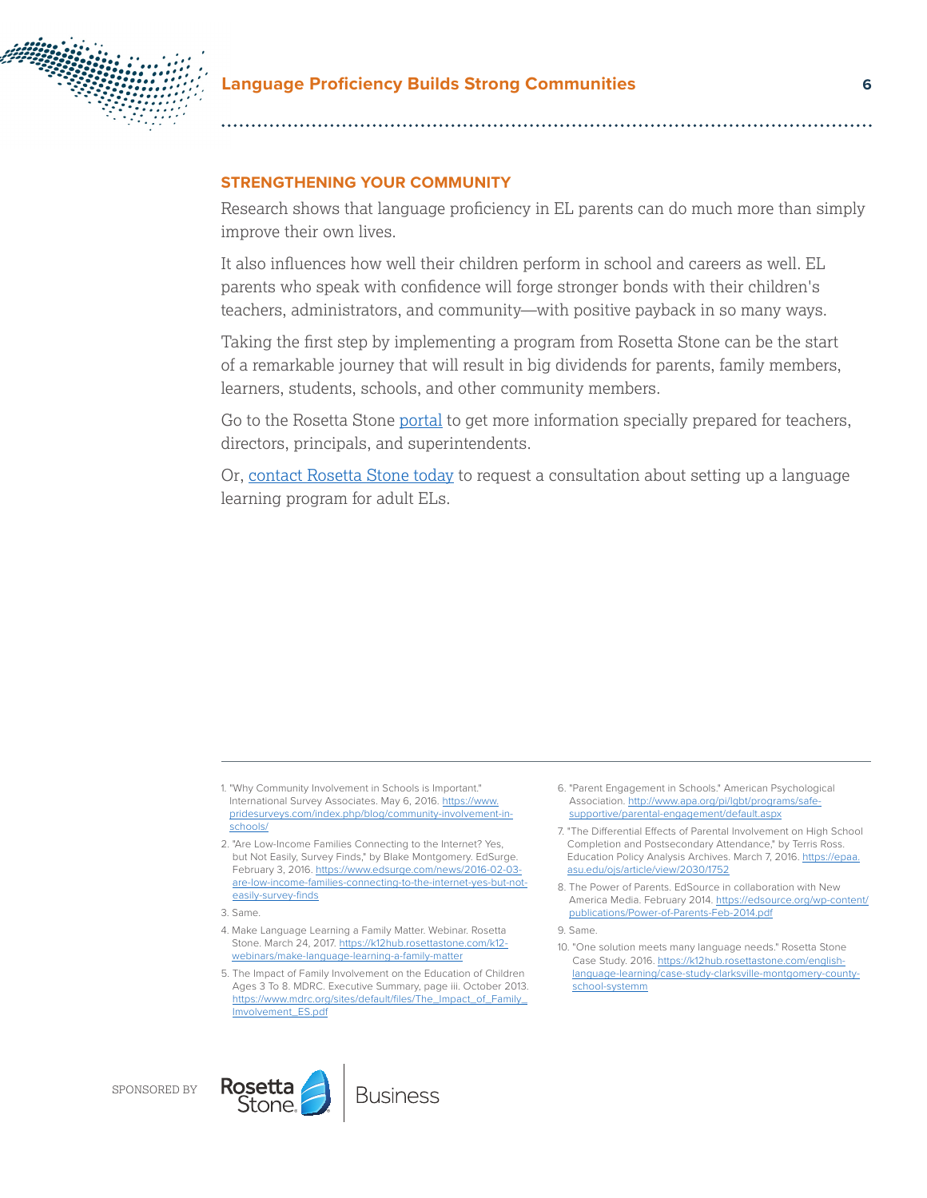## STRENGTHENING YOUR COMMUNITY

Research shows that language proficiency in EL parents can do much more than simply improve their own lives.

It also influences how well their children perform in school and careers as well. EL parents who speak with confidence will forge stronger bonds with their children's teachers, administrators, and community—with positive payback in so many ways.

Taking the first step by implementing a program from Rosetta Stone can be the start of a remarkable journey that will result in big dividends for parents, family members, learners, students, schools, and other community members.

Go to the Rosetta Stone portal to get more information specially prepared for teachers, directors, principals, and superintendents.

Or, contact Rosetta Stone today to request a consultation about setting up a language learning program for adult ELs.

---

1. "Why Community Involvement in Schools is Important." International Survey Associates. May 6, 2016. https://www.pridesurveys.com/index.php/blog/community-involvement-in-schools/
2. "Are Low-Income Families Connecting to the Internet? Yes, but Not Easily, Survey Finds," by Blake Montgomery. EdSurge. February 3, 2016. https://www.edsurge.com/news/2016-02-03-are-low-income-families-connecting-to-the-internet-yes-but-not-easily-survey-finds
3. Same.
4. Make Language Learning a Family Matter. Webinar. Rosetta Stone. March 24, 2017. https://k12hub.rosettastone.com/k12-webinars/make-language-learning-a-family-matter
5. The Impact of Family Involvement on the Education of Children Ages 3 To 8. MDRC. Executive Summary, page iii. October 2013. https://www.mdrc.org/sites/default/files/The_Impact_of_Family_Involvement_ES.pdf
6. "Parent Engagement in Schools." American Psychological Association. http://www.apa.org/pi/lgbt/programs/safe-supportive/parental-engagement/default.aspx
7. "The Differential Effects of Parental Involvement on High School Completion and Postsecondary Attendance," by Terris Ross. Education Policy Analysis Archives. March 7, 2016. https://epaa.asu.edu/ojs/article/view/2030/1752
8. The Power of Parents. EdSource in collaboration with New America Media. February 2014. https://edsource.org/wp-content/publications/Power-of-Parents-Feb-2014.pdf
9. Same.
10. "One solution meets many language needs." Rosetta Stone Case Study. 2016. https://k12hub.rosettastone.com/english-language-learning/case-study-clarksville-montgomery-county-school-systemm

SPONSORED BY Rosetta Stone Business